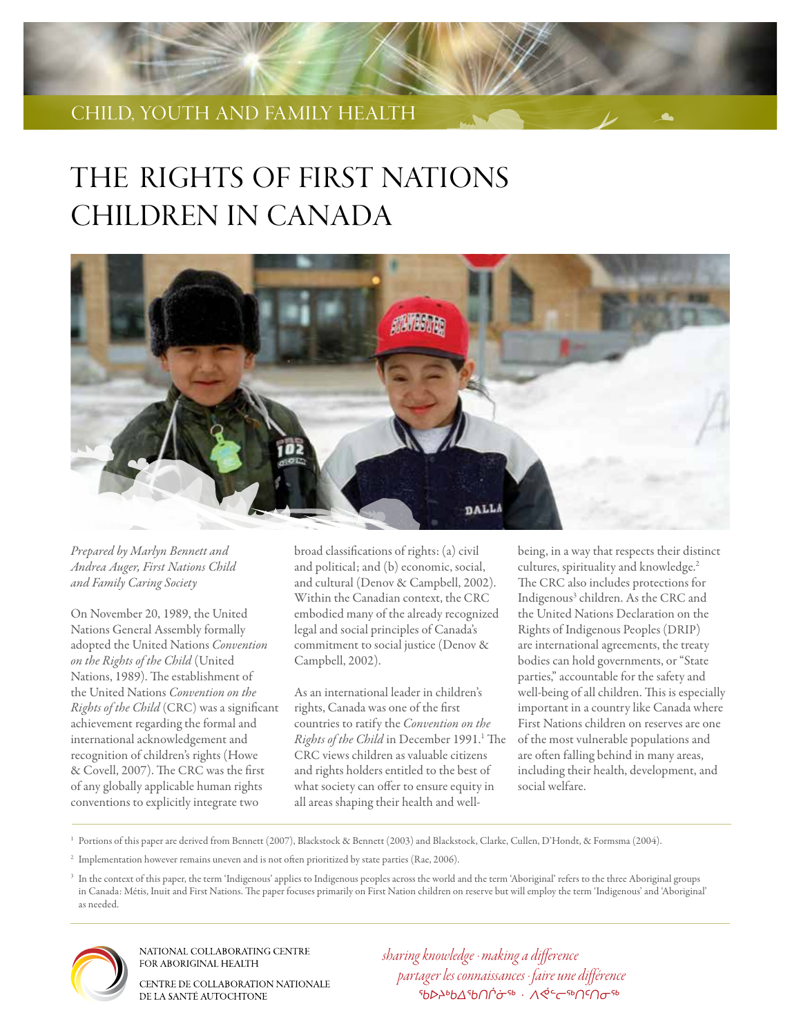CHILD, YOUTH AND FAMILY HEALTH

# THE RIGHTS OF FIRST NATIONS CHILDREN IN CANADA

*Prepared by Marlyn Bennett and Andrea Auger, First Nations Child and Family Caring Society*

On November 20, 1989, the United Nations General Assembly formally adopted the United Nations *Convention on the Rights of the Child* (United Nations, 1989). The establishment of the United Nations *Convention on the Rights of the Child* (CRC) was a significant achievement regarding the formal and international acknowledgement and recognition of children's rights (Howe & Covell, 2007). The CRC was the first of any globally applicable human rights conventions to explicitly integrate two broad classifications of rights: (a) civil and political; and (b) economic, social, and cultural (Denov & Campbell, 2002). Within the Canadian context, the CRC embodied many of the already recognized legal and social principles of Canada's commitment to social justice (Denov & Campbell, 2002).

As an international leader in children's rights, Canada was one of the first countries to ratify the *Convention on the Rights of the Child* in December 1991.[1] The CRC views children as valuable citizens and rights holders entitled to the best of what society can offer to ensure equity in all areas shaping their health and well-being, in a way that respects their distinct cultures, spirituality and knowledge.[2] The CRC also includes protections for Indigenous[3] children. As the CRC and the United Nations Declaration on the Rights of Indigenous Peoples (DRIP) are international agreements, the treaty bodies can hold governments, or "State parties," accountable for the safety and well-being of all children. This is especially important in a country like Canada where First Nations children on reserves are one of the most vulnerable populations and are often falling behind in many areas, including their health, development, and social welfare.

[1] Portions of this paper are derived from Bennett (2007), Blackstock & Bennett (2003) and Blackstock, Clarke, Cullen, D'Hondt, & Formsma (2004).

[2] Implementation however remains uneven and is not often prioritized by state parties (Rae, 2006).

[3] In the context of this paper, the term 'Indigenous' applies to Indigenous peoples across the world and the term 'Aboriginal' refers to the three Aboriginal groups in Canada: Métis, Inuit and First Nations. The paper focuses primarily on First Nation children on reserve but will employ the term 'Indigenous' and 'Aboriginal' as needed.

NATIONAL COLLABORATING CENTRE FOR ABORIGINAL HEALTH
CENTRE DE COLLABORATION NATIONALE DE LA SANTÉ AUTOCHTONE

*sharing knowledge · making a difference*
*partager les connaissances · faire une différence*
ᖃᐅᔨᒃᑲᐃᖃᑎᒌᓃᖅ · ᐱᕚᓪᓕᖅᑎᑦᑎᓂᖅ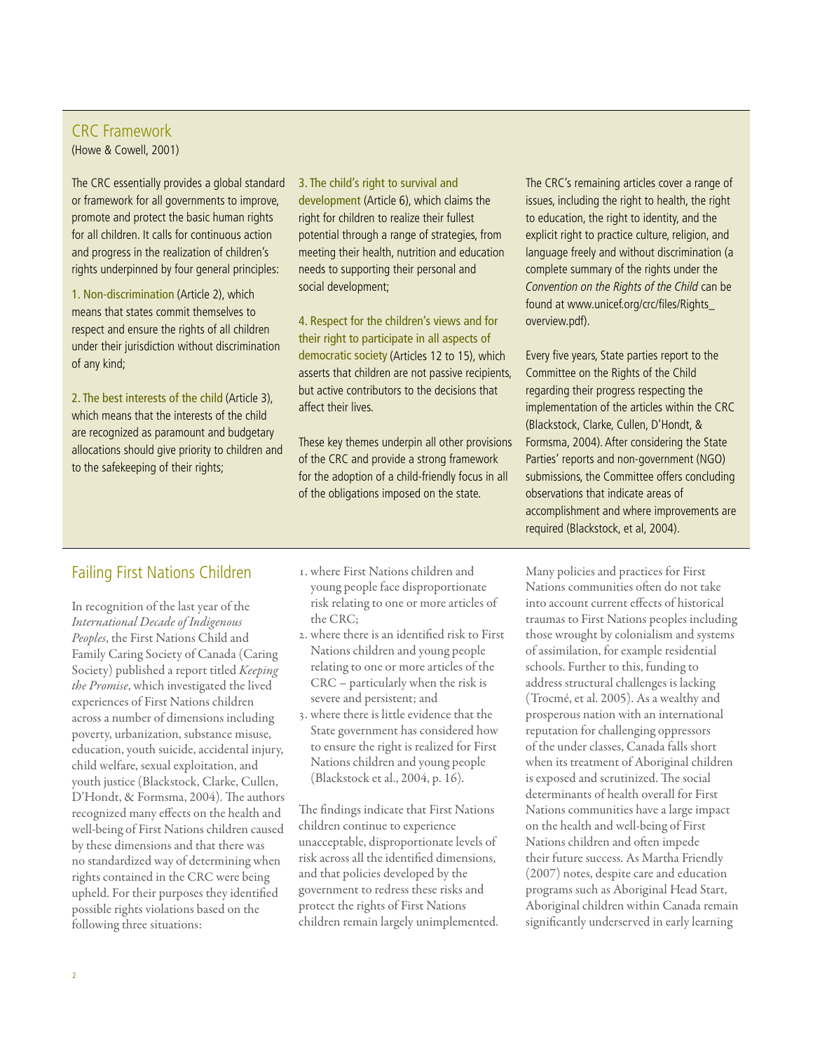## CRC Framework

(Howe & Cowell, 2001)

The CRC essentially provides a global standard or framework for all governments to improve, promote and protect the basic human rights for all children. It calls for continuous action and progress in the realization of children's rights underpinned by four general principles:

1. Non-discrimination (Article 2), which means that states commit themselves to respect and ensure the rights of all children under their jurisdiction without discrimination of any kind;

2. The best interests of the child (Article 3), which means that the interests of the child are recognized as paramount and budgetary allocations should give priority to children and to the safekeeping of their rights;

3. The child's right to survival and development (Article 6), which claims the right for children to realize their fullest potential through a range of strategies, from meeting their health, nutrition and education needs to supporting their personal and social development;

4. Respect for the children's views and for their right to participate in all aspects of democratic society (Articles 12 to 15), which asserts that children are not passive recipients, but active contributors to the decisions that affect their lives.

These key themes underpin all other provisions of the CRC and provide a strong framework for the adoption of a child-friendly focus in all of the obligations imposed on the state.

The CRC's remaining articles cover a range of issues, including the right to health, the right to education, the right to identity, and the explicit right to practice culture, religion, and language freely and without discrimination (a complete summary of the rights under the *Convention on the Rights of the Child* can be found at www.unicef.org/crc/files/Rights_overview.pdf).

Every five years, State parties report to the Committee on the Rights of the Child regarding their progress respecting the implementation of the articles within the CRC (Blackstock, Clarke, Cullen, D'Hondt, & Formsma, 2004). After considering the State Parties' reports and non-government (NGO) submissions, the Committee offers concluding observations that indicate areas of accomplishment and where improvements are required (Blackstock, et al, 2004).

## Failing First Nations Children

In recognition of the last year of the *International Decade of Indigenous Peoples*, the First Nations Child and Family Caring Society of Canada (Caring Society) published a report titled *Keeping the Promise*, which investigated the lived experiences of First Nations children across a number of dimensions including poverty, urbanization, substance misuse, education, youth suicide, accidental injury, child welfare, sexual exploitation, and youth justice (Blackstock, Clarke, Cullen, D'Hondt, & Formsma, 2004). The authors recognized many effects on the health and well-being of First Nations children caused by these dimensions and that there was no standardized way of determining when rights contained in the CRC were being upheld. For their purposes they identified possible rights violations based on the following three situations:

1. where First Nations children and young people face disproportionate risk relating to one or more articles of the CRC;
2. where there is an identified risk to First Nations children and young people relating to one or more articles of the CRC – particularly when the risk is severe and persistent; and
3. where there is little evidence that the State government has considered how to ensure the right is realized for First Nations children and young people (Blackstock et al., 2004, p. 16).

The findings indicate that First Nations children continue to experience unacceptable, disproportionate levels of risk across all the identified dimensions, and that policies developed by the government to redress these risks and protect the rights of First Nations children remain largely unimplemented.

Many policies and practices for First Nations communities often do not take into account current effects of historical traumas to First Nations peoples including those wrought by colonialism and systems of assimilation, for example residential schools. Further to this, funding to address structural challenges is lacking (Trocmé, et al. 2005). As a wealthy and prosperous nation with an international reputation for challenging oppressors of the under classes, Canada falls short when its treatment of Aboriginal children is exposed and scrutinized. The social determinants of health overall for First Nations communities have a large impact on the health and well-being of First Nations children and often impede their future success. As Martha Friendly (2007) notes, despite care and education programs such as Aboriginal Head Start, Aboriginal children within Canada remain significantly underserved in early learning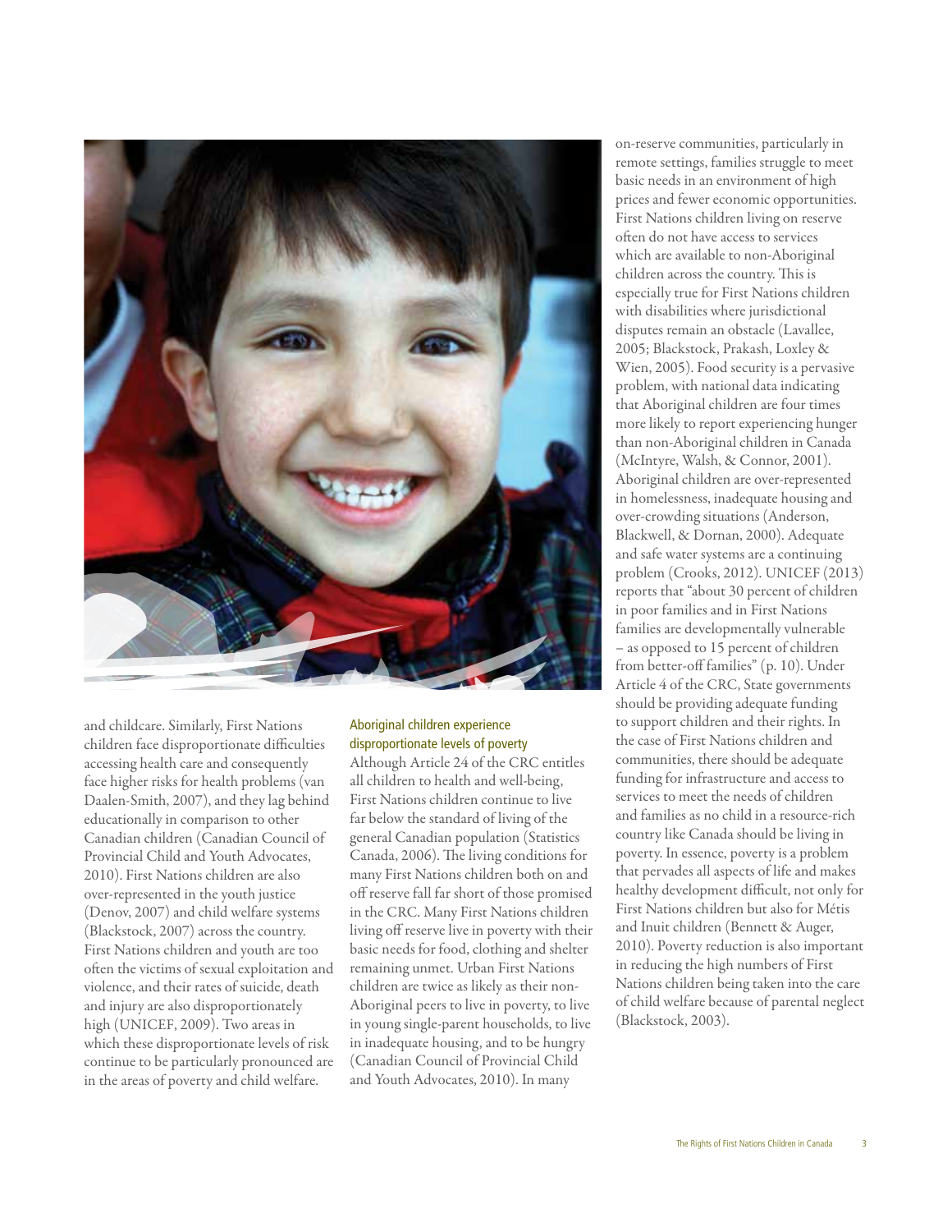and childcare. Similarly, First Nations children face disproportionate difficulties accessing health care and consequently face higher risks for health problems (van Daalen-Smith, 2007), and they lag behind educationally in comparison to other Canadian children (Canadian Council of Provincial Child and Youth Advocates, 2010). First Nations children are also over-represented in the youth justice (Denov, 2007) and child welfare systems (Blackstock, 2007) across the country. First Nations children and youth are too often the victims of sexual exploitation and violence, and their rates of suicide, death and injury are also disproportionately high (UNICEF, 2009). Two areas in which these disproportionate levels of risk continue to be particularly pronounced are in the areas of poverty and child welfare.

### Aboriginal children experience disproportionate levels of poverty

Although Article 24 of the CRC entitles all children to health and well-being, First Nations children continue to live far below the standard of living of the general Canadian population (Statistics Canada, 2006). The living conditions for many First Nations children both on and off reserve fall far short of those promised in the CRC. Many First Nations children living off reserve live in poverty with their basic needs for food, clothing and shelter remaining unmet. Urban First Nations children are twice as likely as their non-Aboriginal peers to live in poverty, to live in young single-parent households, to live in inadequate housing, and to be hungry (Canadian Council of Provincial Child and Youth Advocates, 2010). In many on-reserve communities, particularly in remote settings, families struggle to meet basic needs in an environment of high prices and fewer economic opportunities. First Nations children living on reserve often do not have access to services which are available to non-Aboriginal children across the country. This is especially true for First Nations children with disabilities where jurisdictional disputes remain an obstacle (Lavallee, 2005; Blackstock, Prakash, Loxley & Wien, 2005). Food security is a pervasive problem, with national data indicating that Aboriginal children are four times more likely to report experiencing hunger than non-Aboriginal children in Canada (McIntyre, Walsh, & Connor, 2001). Aboriginal children are over-represented in homelessness, inadequate housing and over-crowding situations (Anderson, Blackwell, & Dornan, 2000). Adequate and safe water systems are a continuing problem (Crooks, 2012). UNICEF (2013) reports that "about 30 percent of children in poor families and in First Nations families are developmentally vulnerable – as opposed to 15 percent of children from better-off families" (p. 10). Under Article 4 of the CRC, State governments should be providing adequate funding to support children and their rights. In the case of First Nations children and communities, there should be adequate funding for infrastructure and access to services to meet the needs of children and families as no child in a resource-rich country like Canada should be living in poverty. In essence, poverty is a problem that pervades all aspects of life and makes healthy development difficult, not only for First Nations children but also for Métis and Inuit children (Bennett & Auger, 2010). Poverty reduction is also important in reducing the high numbers of First Nations children being taken into the care of child welfare because of parental neglect (Blackstock, 2003).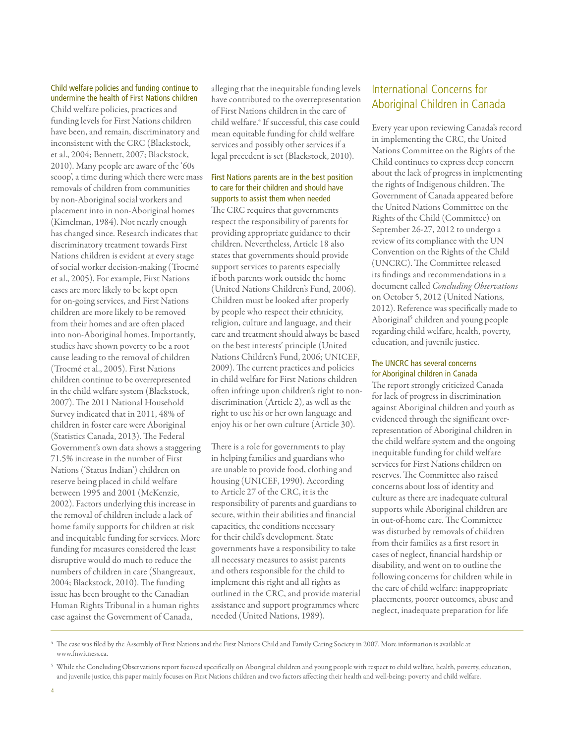### Child welfare policies and funding continue to undermine the health of First Nations children

Child welfare policies, practices and funding levels for First Nations children have been, and remain, discriminatory and inconsistent with the CRC (Blackstock, et al., 2004; Bennett, 2007; Blackstock, 2010). Many people are aware of the '60s scoop', a time during which there were mass removals of children from communities by non-Aboriginal social workers and placement into in non-Aboriginal homes (Kimelman, 1984). Not nearly enough has changed since. Research indicates that discriminatory treatment towards First Nations children is evident at every stage of social worker decision-making (Trocmé et al., 2005). For example, First Nations cases are more likely to be kept open for on-going services, and First Nations children are more likely to be removed from their homes and are often placed into non-Aboriginal homes. Importantly, studies have shown poverty to be a root cause leading to the removal of children (Trocmé et al., 2005). First Nations children continue to be overrepresented in the child welfare system (Blackstock, 2007). The 2011 National Household Survey indicated that in 2011, 48% of children in foster care were Aboriginal (Statistics Canada, 2013). The Federal Government's own data shows a staggering 71.5% increase in the number of First Nations ('Status Indian') children on reserve being placed in child welfare between 1995 and 2001 (McKenzie, 2002). Factors underlying this increase in the removal of children include a lack of home family supports for children at risk and inequitable funding for services. More funding for measures considered the least disruptive would do much to reduce the numbers of children in care (Shangreaux, 2004; Blackstock, 2010). The funding issue has been brought to the Canadian Human Rights Tribunal in a human rights case against the Government of Canada, alleging that the inequitable funding levels have contributed to the overrepresentation of First Nations children in the care of child welfare.[4] If successful, this case could mean equitable funding for child welfare services and possibly other services if a legal precedent is set (Blackstock, 2010).

### First Nations parents are in the best position to care for their children and should have supports to assist them when needed

The CRC requires that governments respect the responsibility of parents for providing appropriate guidance to their children. Nevertheless, Article 18 also states that governments should provide support services to parents especially if both parents work outside the home (United Nations Children's Fund, 2006). Children must be looked after properly by people who respect their ethnicity, religion, culture and language, and their care and treatment should always be based on the best interests' principle (United Nations Children's Fund, 2006; UNICEF, 2009). The current practices and policies in child welfare for First Nations children often infringe upon children's right to non-discrimination (Article 2), as well as the right to use his or her own language and enjoy his or her own culture (Article 30).

There is a role for governments to play in helping families and guardians who are unable to provide food, clothing and housing (UNICEF, 1990). According to Article 27 of the CRC, it is the responsibility of parents and guardians to secure, within their abilities and financial capacities, the conditions necessary for their child's development. State governments have a responsibility to take all necessary measures to assist parents and others responsible for the child to implement this right and all rights as outlined in the CRC, and provide material assistance and support programmes where needed (United Nations, 1989).

## International Concerns for Aboriginal Children in Canada

Every year upon reviewing Canada's record in implementing the CRC, the United Nations Committee on the Rights of the Child continues to express deep concern about the lack of progress in implementing the rights of Indigenous children. The Government of Canada appeared before the United Nations Committee on the Rights of the Child (Committee) on September 26-27, 2012 to undergo a review of its compliance with the UN Convention on the Rights of the Child (UNCRC). The Committee released its findings and recommendations in a document called *Concluding Observations* on October 5, 2012 (United Nations, 2012). Reference was specifically made to Aboriginal[5] children and young people regarding child welfare, health, poverty, education, and juvenile justice.

### The UNCRC has several concerns for Aboriginal children in Canada

The report strongly criticized Canada for lack of progress in discrimination against Aboriginal children and youth as evidenced through the significant over-representation of Aboriginal children in the child welfare system and the ongoing inequitable funding for child welfare services for First Nations children on reserves. The Committee also raised concerns about loss of identity and culture as there are inadequate cultural supports while Aboriginal children are in out-of-home care. The Committee was disturbed by removals of children from their families as a first resort in cases of neglect, financial hardship or disability, and went on to outline the following concerns for children while in the care of child welfare: inappropriate placements, poorer outcomes, abuse and neglect, inadequate preparation for life

---

[4] The case was filed by the Assembly of First Nations and the First Nations Child and Family Caring Society in 2007. More information is available at www.fnwitness.ca.

[5] While the Concluding Observations report focused specifically on Aboriginal children and young people with respect to child welfare, health, poverty, education, and juvenile justice, this paper mainly focuses on First Nations children and two factors affecting their health and well-being: poverty and child welfare.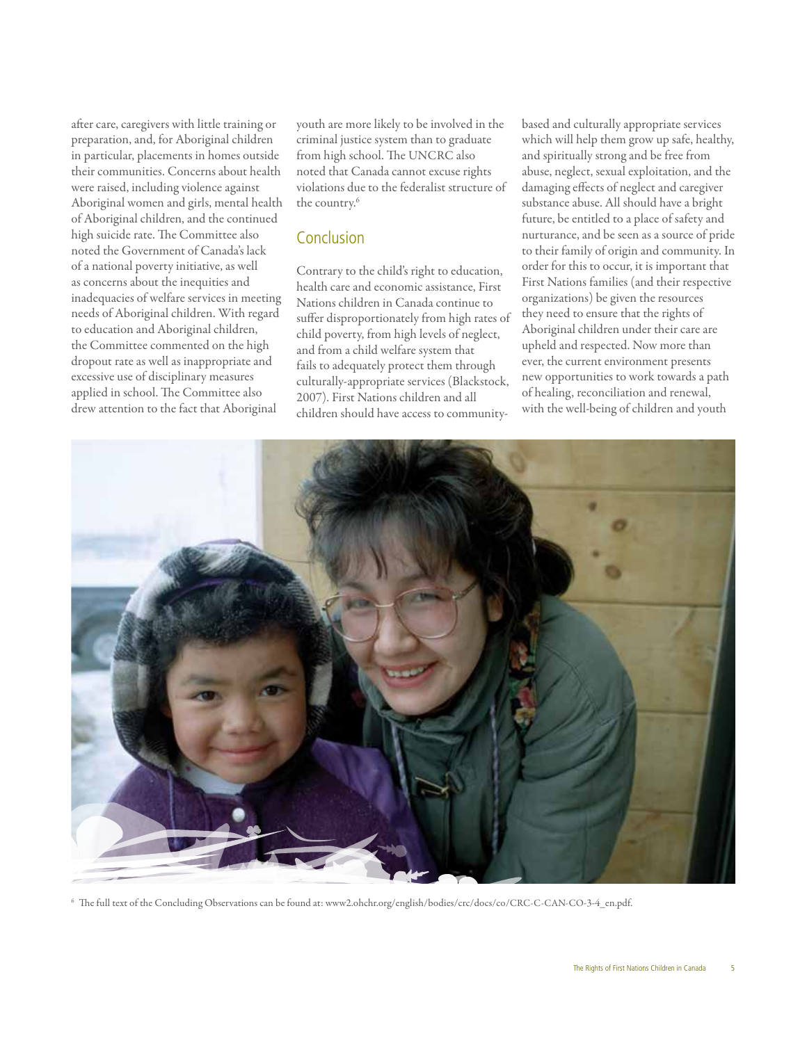after care, caregivers with little training or preparation, and, for Aboriginal children in particular, placements in homes outside their communities. Concerns about health were raised, including violence against Aboriginal women and girls, mental health of Aboriginal children, and the continued high suicide rate. The Committee also noted the Government of Canada's lack of a national poverty initiative, as well as concerns about the inequities and inadequacies of welfare services in meeting needs of Aboriginal children. With regard to education and Aboriginal children, the Committee commented on the high dropout rate as well as inappropriate and excessive use of disciplinary measures applied in school. The Committee also drew attention to the fact that Aboriginal youth are more likely to be involved in the criminal justice system than to graduate from high school. The UNCRC also noted that Canada cannot excuse rights violations due to the federalist structure of the country.[6]

## Conclusion

Contrary to the child's right to education, health care and economic assistance, First Nations children in Canada continue to suffer disproportionately from high rates of child poverty, from high levels of neglect, and from a child welfare system that fails to adequately protect them through culturally-appropriate services (Blackstock, 2007). First Nations children and all children should have access to community-based and culturally appropriate services which will help them grow up safe, healthy, and spiritually strong and be free from abuse, neglect, sexual exploitation, and the damaging effects of neglect and caregiver substance abuse. All should have a bright future, be entitled to a place of safety and nurturance, and be seen as a source of pride to their family of origin and community. In order for this to occur, it is important that First Nations families (and their respective organizations) be given the resources they need to ensure that the rights of Aboriginal children under their care are upheld and respected. Now more than ever, the current environment presents new opportunities to work towards a path of healing, reconciliation and renewal, with the well-being of children and youth

[6] The full text of the Concluding Observations can be found at: www2.ohchr.org/english/bodies/crc/docs/co/CRC-C-CAN-CO-3-4_en.pdf.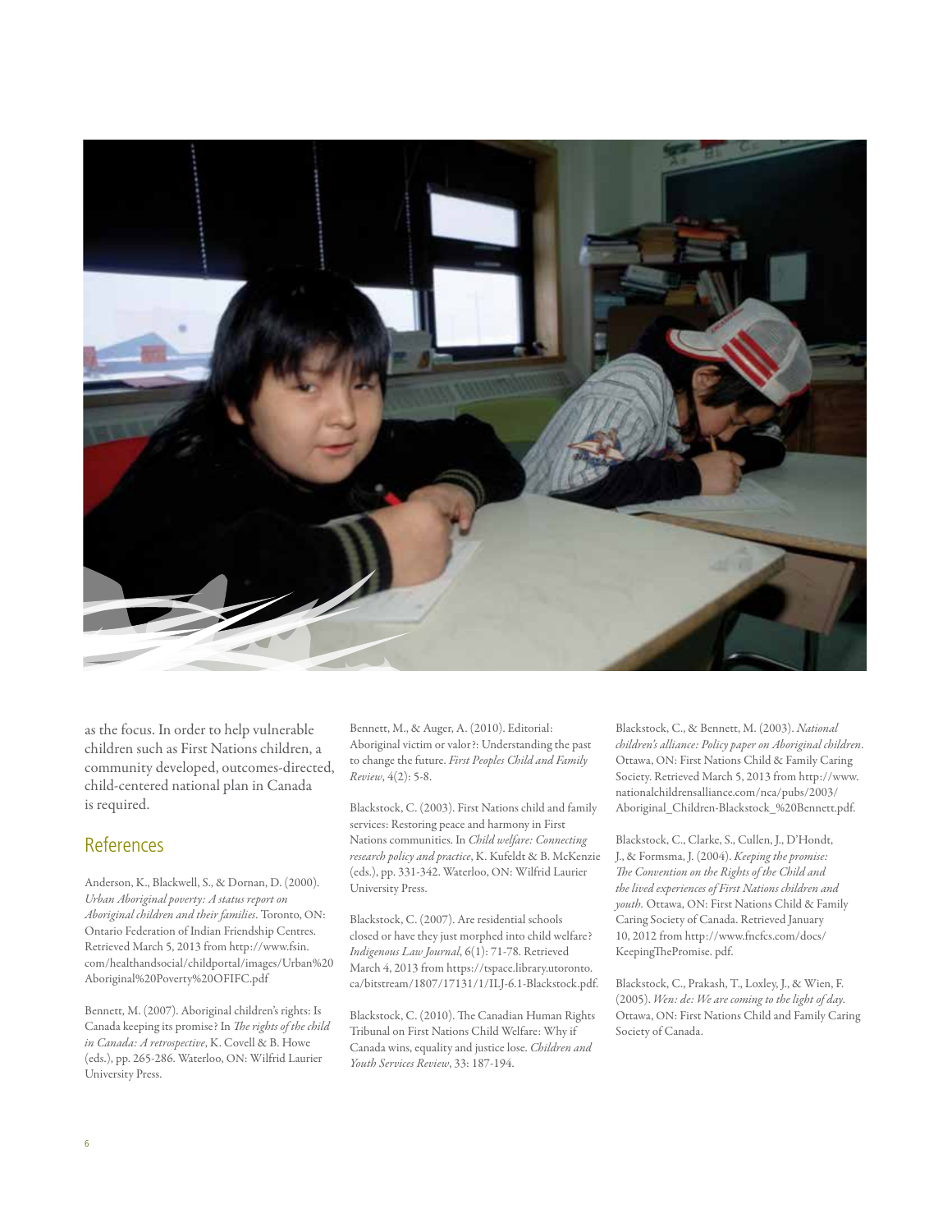as the focus. In order to help vulnerable children such as First Nations children, a community developed, outcomes-directed, child-centered national plan in Canada is required.

## References

Anderson, K., Blackwell, S., & Dornan, D. (2000). *Urban Aboriginal poverty: A status report on Aboriginal children and their families*. Toronto, ON: Ontario Federation of Indian Friendship Centres. Retrieved March 5, 2013 from http://www.fsin.com/healthandsocial/childportal/images/Urban%20Aboriginal%20Poverty%20OFIFC.pdf

Bennett, M. (2007). Aboriginal children's rights: Is Canada keeping its promise? In *The rights of the child in Canada: A retrospective*, K. Covell & B. Howe (eds.), pp. 265-286. Waterloo, ON: Wilfrid Laurier University Press.

Bennett, M., & Auger, A. (2010). Editorial: Aboriginal victim or valor?: Understanding the past to change the future. *First Peoples Child and Family Review*, 4(2): 5-8.

Blackstock, C. (2003). First Nations child and family services: Restoring peace and harmony in First Nations communities. In *Child welfare: Connecting research policy and practice*, K. Kufeldt & B. McKenzie (eds.), pp. 331-342. Waterloo, ON: Wilfrid Laurier University Press.

Blackstock, C. (2007). Are residential schools closed or have they just morphed into child welfare? *Indigenous Law Journal*, 6(1): 71-78. Retrieved March 4, 2013 from https://tspace.library.utoronto.ca/bitstream/1807/17131/1/ILJ-6.1-Blackstock.pdf.

Blackstock, C. (2010). The Canadian Human Rights Tribunal on First Nations Child Welfare: Why if Canada wins, equality and justice lose. *Children and Youth Services Review*, 33: 187-194.

Blackstock, C., & Bennett, M. (2003). *National children's alliance: Policy paper on Aboriginal children*. Ottawa, ON: First Nations Child & Family Caring Society. Retrieved March 5, 2013 from http://www.nationalchildrensalliance.com/nca/pubs/2003/Aboriginal_Children-Blackstock_%20Bennett.pdf.

Blackstock, C., Clarke, S., Cullen, J., D'Hondt, J., & Formsma, J. (2004). *Keeping the promise: The Convention on the Rights of the Child and the lived experiences of First Nations children and youth.* Ottawa, ON: First Nations Child & Family Caring Society of Canada. Retrieved January 10, 2012 from http://www.fncfcs.com/docs/KeepingThePromise. pdf.

Blackstock, C., Prakash, T., Loxley, J., & Wien, F. (2005). *Wen: de: We are coming to the light of day.* Ottawa, ON: First Nations Child and Family Caring Society of Canada.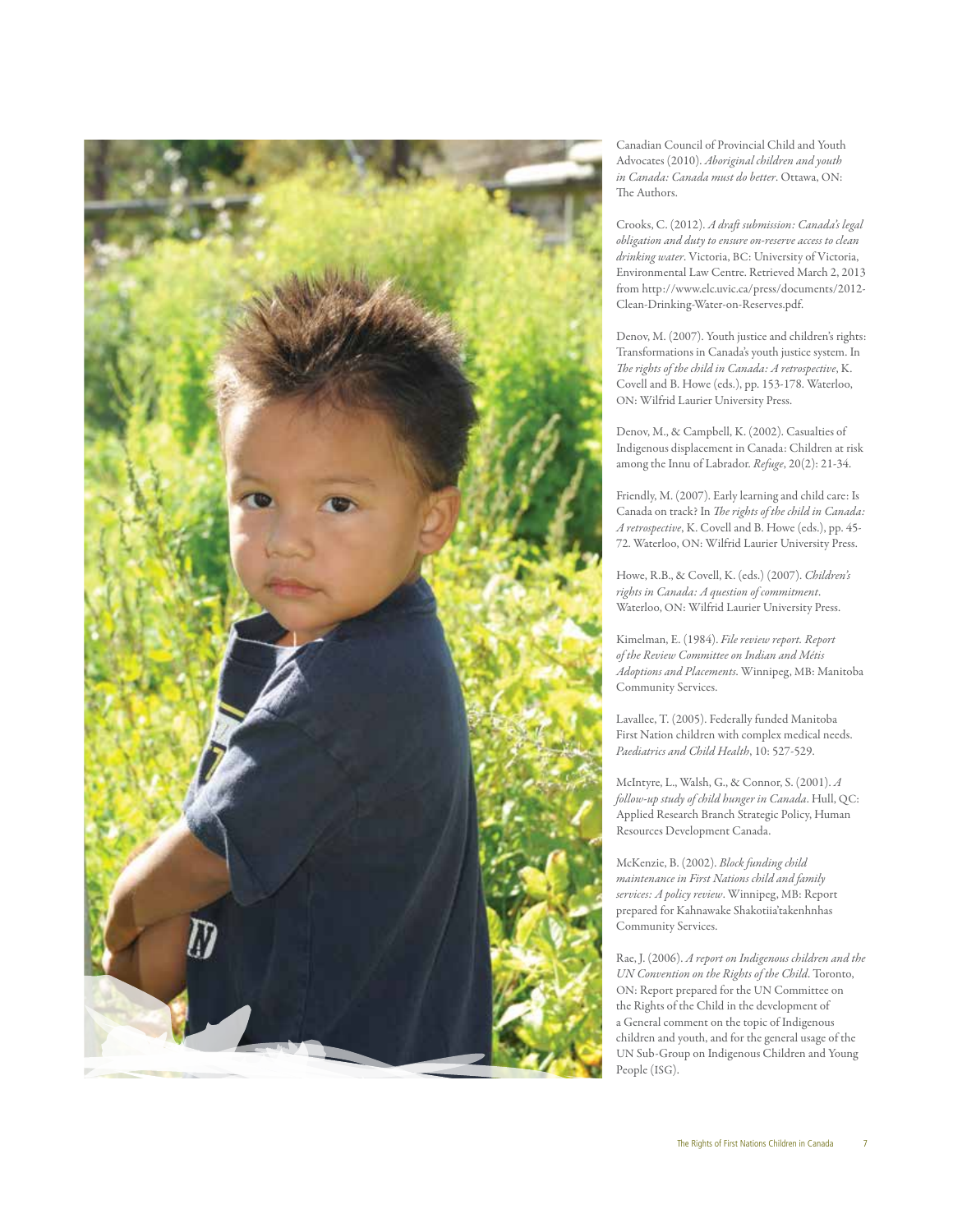Canadian Council of Provincial Child and Youth Advocates (2010). *Aboriginal children and youth in Canada: Canada must do better*. Ottawa, ON: The Authors.

Crooks, C. (2012). *A draft submission: Canada's legal obligation and duty to ensure on-reserve access to clean drinking water*. Victoria, BC: University of Victoria, Environmental Law Centre. Retrieved March 2, 2013 from http://www.elc.uvic.ca/press/documents/2012-Clean-Drinking-Water-on-Reserves.pdf.

Denov, M. (2007). Youth justice and children's rights: Transformations in Canada's youth justice system. In *The rights of the child in Canada: A retrospective*, K. Covell and B. Howe (eds.), pp. 153-178. Waterloo, ON: Wilfrid Laurier University Press.

Denov, M., & Campbell, K. (2002). Casualties of Indigenous displacement in Canada: Children at risk among the Innu of Labrador. *Refuge*, 20(2): 21-34.

Friendly, M. (2007). Early learning and child care: Is Canada on track? In *The rights of the child in Canada: A retrospective*, K. Covell and B. Howe (eds.), pp. 45-72. Waterloo, ON: Wilfrid Laurier University Press.

Howe, R.B., & Covell, K. (eds.) (2007). *Children's rights in Canada: A question of commitment*. Waterloo, ON: Wilfrid Laurier University Press.

Kimelman, E. (1984). *File review report. Report of the Review Committee on Indian and Métis Adoptions and Placements*. Winnipeg, MB: Manitoba Community Services.

Lavallee, T. (2005). Federally funded Manitoba First Nation children with complex medical needs. *Paediatrics and Child Health*, 10: 527-529.

McIntyre, L., Walsh, G., & Connor, S. (2001). *A follow-up study of child hunger in Canada*. Hull, QC: Applied Research Branch Strategic Policy, Human Resources Development Canada.

McKenzie, B. (2002). *Block funding child maintenance in First Nations child and family services: A policy review*. Winnipeg, MB: Report prepared for Kahnawake Shakotiia'takenhnhas Community Services.

Rae, J. (2006). *A report on Indigenous children and the UN Convention on the Rights of the Child*. Toronto, ON: Report prepared for the UN Committee on the Rights of the Child in the development of a General comment on the topic of Indigenous children and youth, and for the general usage of the UN Sub-Group on Indigenous Children and Young People (ISG).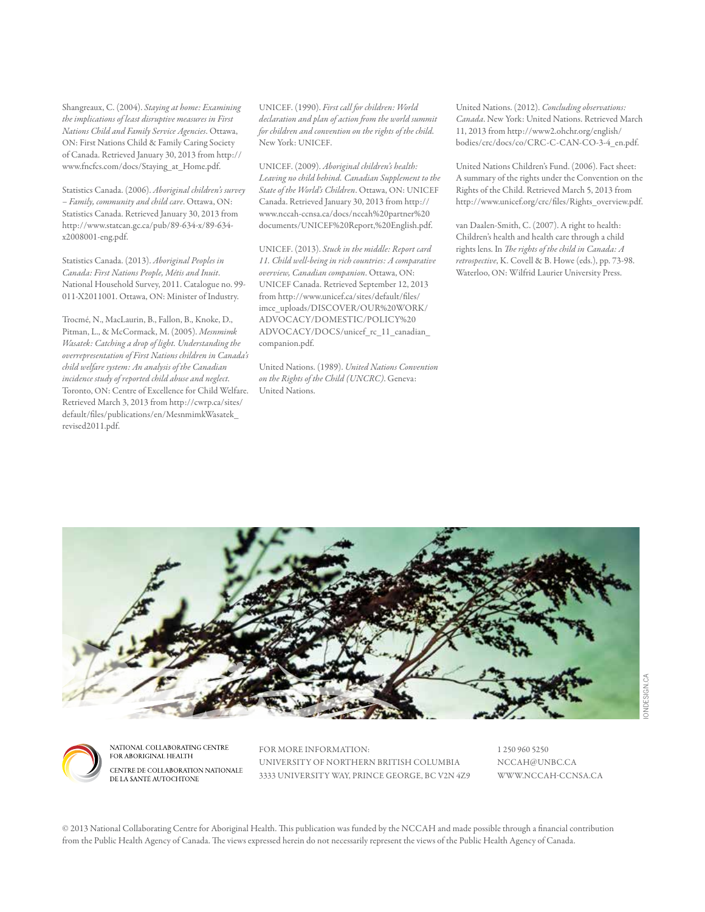Shangreaux, C. (2004). *Staying at home: Examining the implications of least disruptive measures in First Nations Child and Family Service Agencies*. Ottawa, ON: First Nations Child & Family Caring Society of Canada. Retrieved January 30, 2013 from http://www.fncfcs.com/docs/Staying_at_Home.pdf.

Statistics Canada. (2006). *Aboriginal children's survey – Family, community and child care*. Ottawa, ON: Statistics Canada. Retrieved January 30, 2013 from http://www.statcan.gc.ca/pub/89-634-x/89-634-x2008001-eng.pdf.

Statistics Canada. (2013). *Aboriginal Peoples in Canada: First Nations People, Métis and Inuit*. National Household Survey, 2011. Catalogue no. 99-011-X2011001. Ottawa, ON: Minister of Industry.

Trocmé, N., MacLaurin, B., Fallon, B., Knoke, D., Pitman, L., & McCormack, M. (2005). *Mesnmimk Wasatek: Catching a drop of light. Understanding the overrepresentation of First Nations children in Canada's child welfare system: An analysis of the Canadian incidence study of reported child abuse and neglect*. Toronto, ON: Centre of Excellence for Child Welfare. Retrieved March 3, 2013 from http://cwrp.ca/sites/default/files/publications/en/MesnmimkWasatek_revised2011.pdf.

UNICEF. (1990). *First call for children: World declaration and plan of action from the world summit for children and convention on the rights of the child*. New York: UNICEF.

UNICEF. (2009). *Aboriginal children's health: Leaving no child behind. Canadian Supplement to the State of the World's Children*. Ottawa, ON: UNICEF Canada. Retrieved January 30, 2013 from http://www.nccah-ccnsa.ca/docs/nccah%20partner%20documents/UNICEF%20Report,%20English.pdf.

UNICEF. (2013). *Stuck in the middle: Report card 11. Child well-being in rich countries: A comparative overview, Canadian companion*. Ottawa, ON: UNICEF Canada. Retrieved September 12, 2013 from http://www.unicef.ca/sites/default/files/imce_uploads/DISCOVER/OUR%20WORK/ADVOCACY/DOMESTIC/POLICY%20ADVOCACY/DOCS/unicef_rc_11_canadian_companion.pdf.

United Nations. (1989). *United Nations Convention on the Rights of the Child (UNCRC)*. Geneva: United Nations.

United Nations. (2012). *Concluding observations: Canada*. New York: United Nations. Retrieved March 11, 2013 from http://www2.ohchr.org/english/bodies/crc/docs/co/CRC-C-CAN-CO-3-4_en.pdf.

United Nations Children's Fund. (2006). Fact sheet: A summary of the rights under the Convention on the Rights of the Child. Retrieved March 5, 2013 from http://www.unicef.org/crc/files/Rights_overview.pdf.

van Daalen-Smith, C. (2007). A right to health: Children's health and health care through a child rights lens. In *The rights of the child in Canada: A retrospective*, K. Covell & B. Howe (eds.), pp. 73-98. Waterloo, ON: Wilfrid Laurier University Press.

IONDESIGN.CA

NATIONAL COLLABORATING CENTRE FOR ABORIGINAL HEALTH

CENTRE DE COLLABORATION NATIONALE DE LA SANTÉ AUTOCHTONE

FOR MORE INFORMATION:
UNIVERSITY OF NORTHERN BRITISH COLUMBIA
3333 UNIVERSITY WAY, PRINCE GEORGE, BC V2N 4Z9

1 250 960 5250
NCCAH@UNBC.CA
WWW.NCCAH-CCNSA.CA

© 2013 National Collaborating Centre for Aboriginal Health. This publication was funded by the NCCAH and made possible through a financial contribution from the Public Health Agency of Canada. The views expressed herein do not necessarily represent the views of the Public Health Agency of Canada.